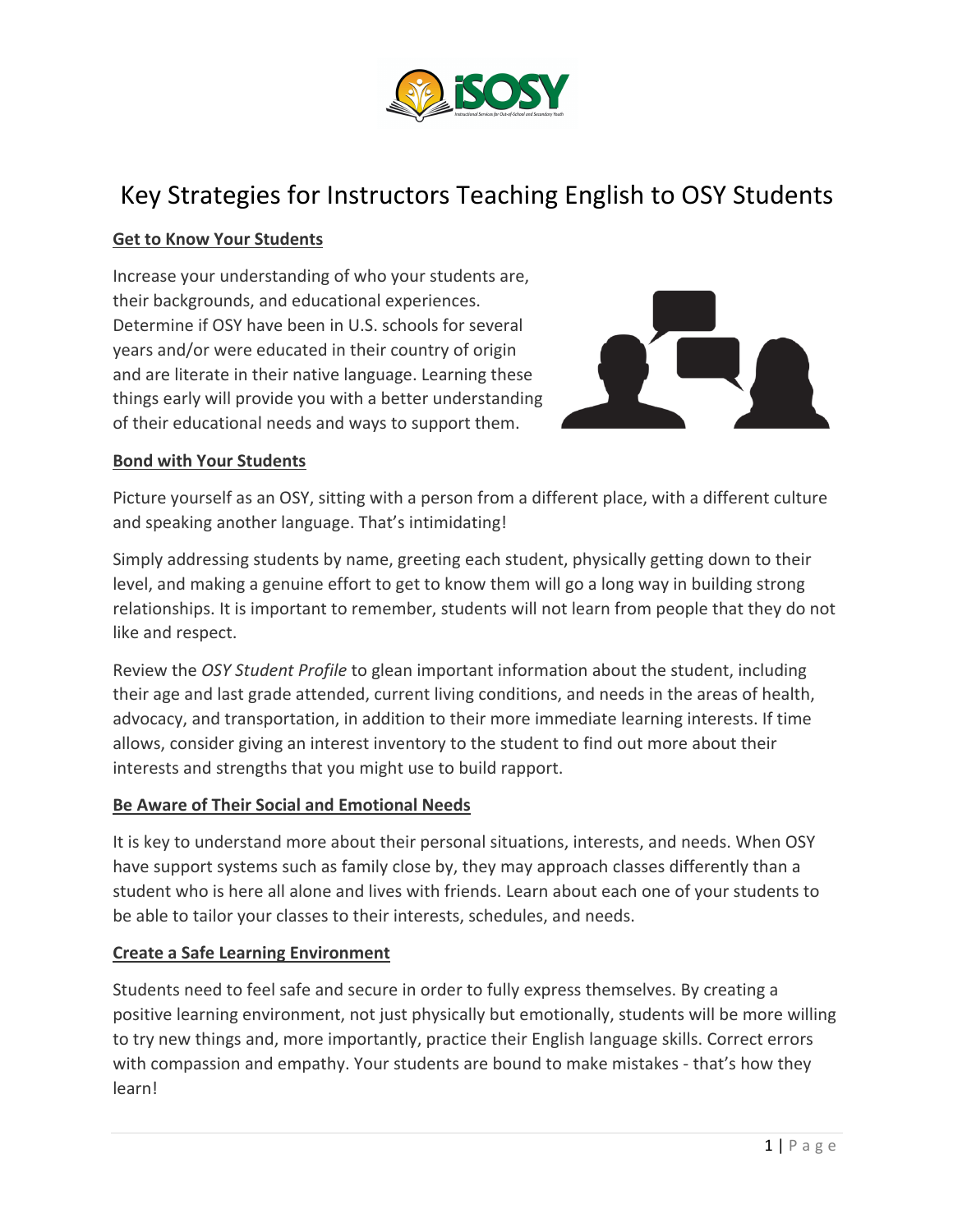# Key Strategies for Instructors Teaching English to OSY Students

## Get to Know Your Students

Increase your understanding of who your students are, their backgrounds, and educational experiences. Determine if OSY have been in U.S. schools for several years and/or were educated in their country of origin and are literate in their native language. Learning these things early will provide you with a better understanding of their educational needs and ways to support them.

## Bond with Your Students

Picture yourself as an OSY, sitting with a person from a different place, with a different culture and speaking another language. That's intimidating!

Simply addressing students by name, greeting each student, physically getting down to their level, and making a genuine effort to get to know them will go a long way in building strong relationships. It is important to remember, students will not learn from people that they do not like and respect.

Review the *OSY Student Profile* to glean important information about the student, including their age and last grade attended, current living conditions, and needs in the areas of health, advocacy, and transportation, in addition to their more immediate learning interests. If time allows, consider giving an interest inventory to the student to find out more about their interests and strengths that you might use to build rapport.

## Be Aware of Their Social and Emotional Needs

It is key to understand more about their personal situations, interests, and needs. When OSY have support systems such as family close by, they may approach classes differently than a student who is here all alone and lives with friends. Learn about each one of your students to be able to tailor your classes to their interests, schedules, and needs.

## Create a Safe Learning Environment

Students need to feel safe and secure in order to fully express themselves. By creating a positive learning environment, not just physically but emotionally, students will be more willing to try new things and, more importantly, practice their English language skills. Correct errors with compassion and empathy. Your students are bound to make mistakes - that's how they learn!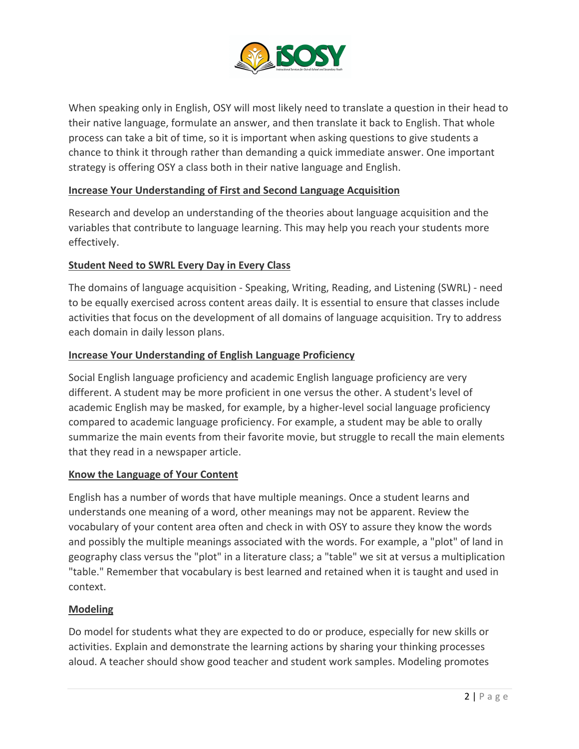When speaking only in English, OSY will most likely need to translate a question in their head to their native language, formulate an answer, and then translate it back to English. That whole process can take a bit of time, so it is important when asking questions to give students a chance to think it through rather than demanding a quick immediate answer. One important strategy is offering OSY a class both in their native language and English.

**Increase Your Understanding of First and Second Language Acquisition**

Research and develop an understanding of the theories about language acquisition and the variables that contribute to language learning. This may help you reach your students more effectively.

**Student Need to SWRL Every Day in Every Class**

The domains of language acquisition - Speaking, Writing, Reading, and Listening (SWRL) - need to be equally exercised across content areas daily. It is essential to ensure that classes include activities that focus on the development of all domains of language acquisition. Try to address each domain in daily lesson plans.

**Increase Your Understanding of English Language Proficiency**

Social English language proficiency and academic English language proficiency are very different. A student may be more proficient in one versus the other. A student's level of academic English may be masked, for example, by a higher-level social language proficiency compared to academic language proficiency. For example, a student may be able to orally summarize the main events from their favorite movie, but struggle to recall the main elements that they read in a newspaper article.

**Know the Language of Your Content**

English has a number of words that have multiple meanings. Once a student learns and understands one meaning of a word, other meanings may not be apparent. Review the vocabulary of your content area often and check in with OSY to assure they know the words and possibly the multiple meanings associated with the words. For example, a "plot" of land in geography class versus the "plot" in a literature class; a "table" we sit at versus a multiplication "table." Remember that vocabulary is best learned and retained when it is taught and used in context.

**Modeling**

Do model for students what they are expected to do or produce, especially for new skills or activities. Explain and demonstrate the learning actions by sharing your thinking processes aloud. A teacher should show good teacher and student work samples. Modeling promotes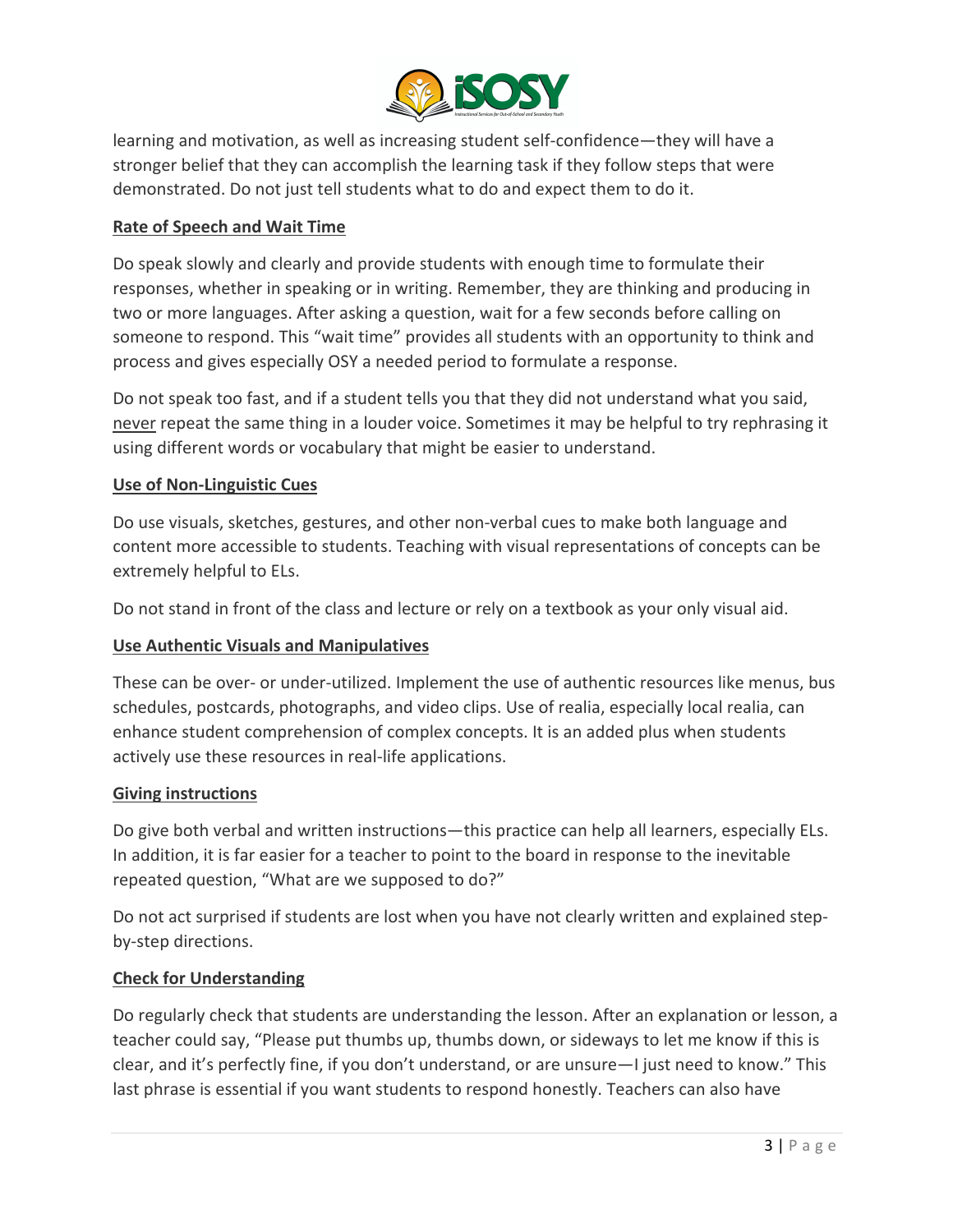learning and motivation, as well as increasing student self-confidence—they will have a stronger belief that they can accomplish the learning task if they follow steps that were demonstrated. Do not just tell students what to do and expect them to do it.

**Rate of Speech and Wait Time**

Do speak slowly and clearly and provide students with enough time to formulate their responses, whether in speaking or in writing. Remember, they are thinking and producing in two or more languages. After asking a question, wait for a few seconds before calling on someone to respond. This "wait time" provides all students with an opportunity to think and process and gives especially OSY a needed period to formulate a response.

Do not speak too fast, and if a student tells you that they did not understand what you said, never repeat the same thing in a louder voice. Sometimes it may be helpful to try rephrasing it using different words or vocabulary that might be easier to understand.

**Use of Non-Linguistic Cues**

Do use visuals, sketches, gestures, and other non-verbal cues to make both language and content more accessible to students. Teaching with visual representations of concepts can be extremely helpful to ELs.

Do not stand in front of the class and lecture or rely on a textbook as your only visual aid.

**Use Authentic Visuals and Manipulatives**

These can be over- or under-utilized. Implement the use of authentic resources like menus, bus schedules, postcards, photographs, and video clips. Use of realia, especially local realia, can enhance student comprehension of complex concepts. It is an added plus when students actively use these resources in real-life applications.

**Giving instructions**

Do give both verbal and written instructions—this practice can help all learners, especially ELs. In addition, it is far easier for a teacher to point to the board in response to the inevitable repeated question, "What are we supposed to do?"

Do not act surprised if students are lost when you have not clearly written and explained step-by-step directions.

**Check for Understanding**

Do regularly check that students are understanding the lesson. After an explanation or lesson, a teacher could say, "Please put thumbs up, thumbs down, or sideways to let me know if this is clear, and it's perfectly fine, if you don't understand, or are unsure—I just need to know." This last phrase is essential if you want students to respond honestly. Teachers can also have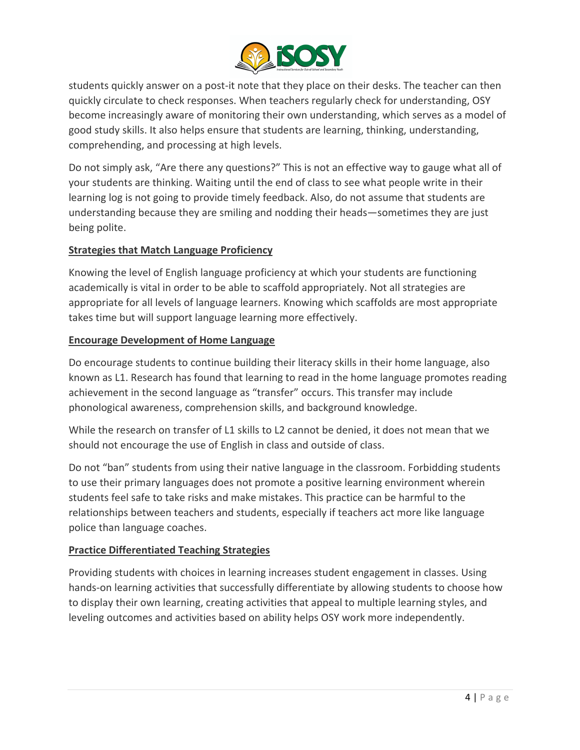students quickly answer on a post-it note that they place on their desks. The teacher can then quickly circulate to check responses. When teachers regularly check for understanding, OSY become increasingly aware of monitoring their own understanding, which serves as a model of good study skills. It also helps ensure that students are learning, thinking, understanding, comprehending, and processing at high levels.

Do not simply ask, "Are there any questions?" This is not an effective way to gauge what all of your students are thinking. Waiting until the end of class to see what people write in their learning log is not going to provide timely feedback. Also, do not assume that students are understanding because they are smiling and nodding their heads—sometimes they are just being polite.

### Strategies that Match Language Proficiency

Knowing the level of English language proficiency at which your students are functioning academically is vital in order to be able to scaffold appropriately. Not all strategies are appropriate for all levels of language learners. Knowing which scaffolds are most appropriate takes time but will support language learning more effectively.

### Encourage Development of Home Language

Do encourage students to continue building their literacy skills in their home language, also known as L1. Research has found that learning to read in the home language promotes reading achievement in the second language as "transfer" occurs. This transfer may include phonological awareness, comprehension skills, and background knowledge.

While the research on transfer of L1 skills to L2 cannot be denied, it does not mean that we should not encourage the use of English in class and outside of class.

Do not "ban" students from using their native language in the classroom. Forbidding students to use their primary languages does not promote a positive learning environment wherein students feel safe to take risks and make mistakes. This practice can be harmful to the relationships between teachers and students, especially if teachers act more like language police than language coaches.

### Practice Differentiated Teaching Strategies

Providing students with choices in learning increases student engagement in classes. Using hands-on learning activities that successfully differentiate by allowing students to choose how to display their own learning, creating activities that appeal to multiple learning styles, and leveling outcomes and activities based on ability helps OSY work more independently.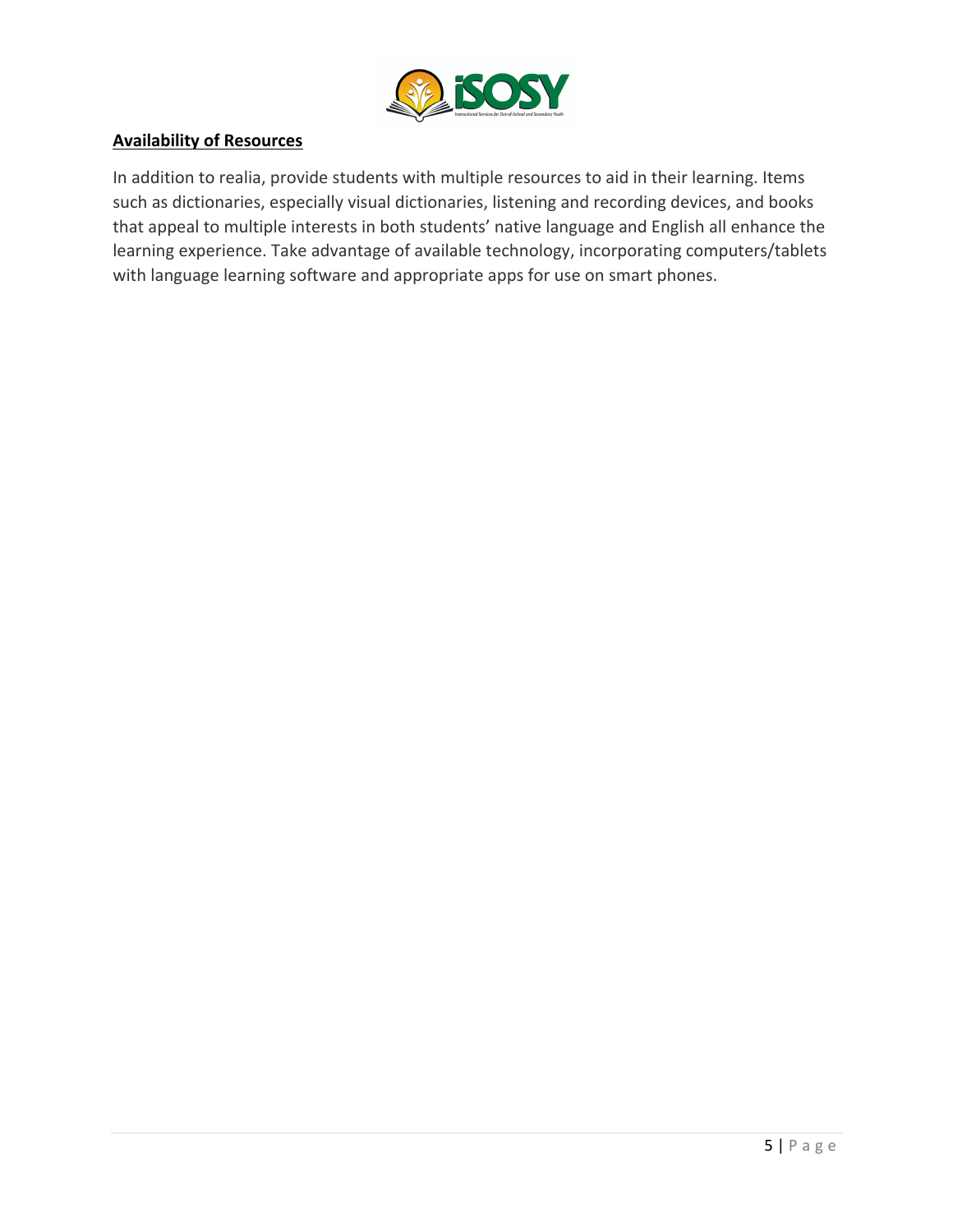**Availability of Resources**

In addition to realia, provide students with multiple resources to aid in their learning. Items such as dictionaries, especially visual dictionaries, listening and recording devices, and books that appeal to multiple interests in both students' native language and English all enhance the learning experience. Take advantage of available technology, incorporating computers/tablets with language learning software and appropriate apps for use on smart phones.